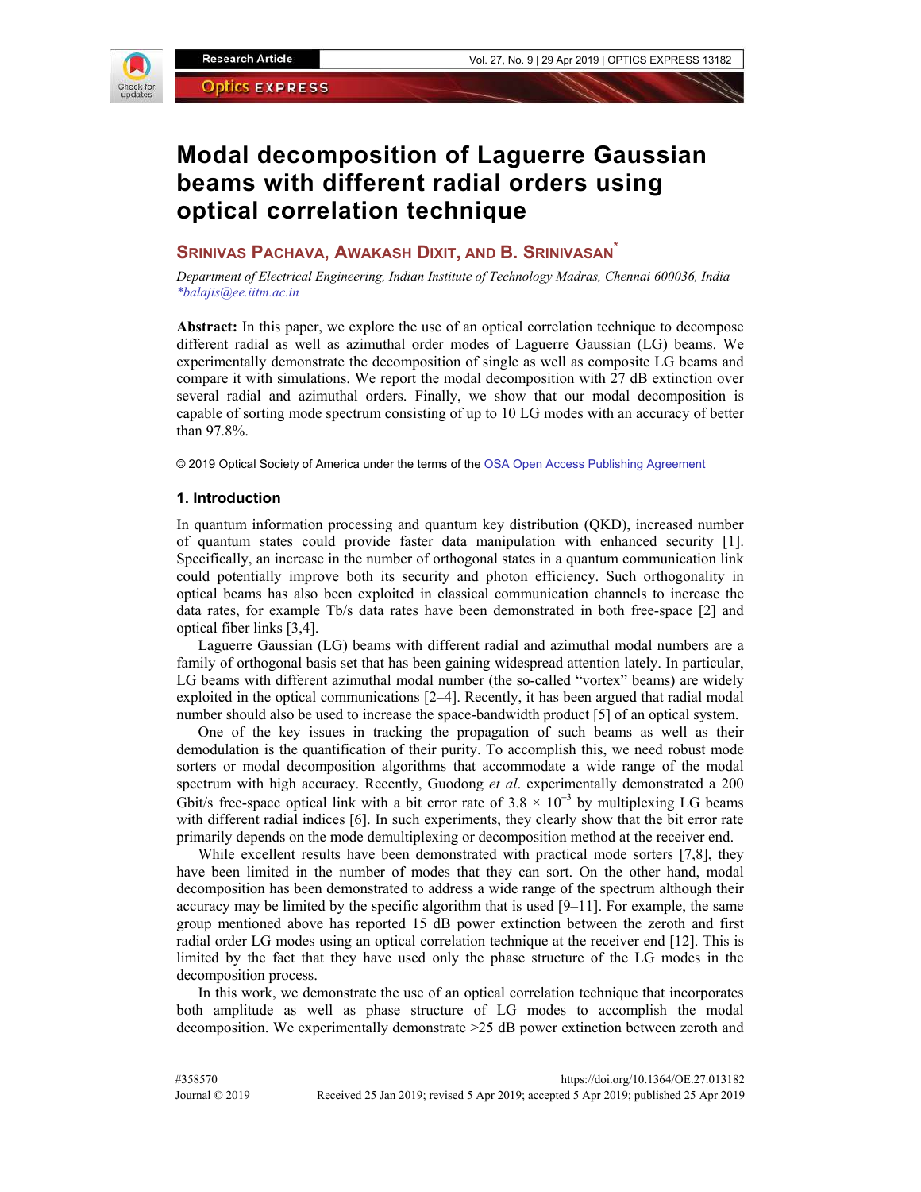# Modal decomposition of Laguerre Gaussian beams with different radial orders using optical correlation technique

**SRINIVAS PACHAVA, AWAKASH DIXIT, AND B. SRINIVASAN***

*Department of Electrical Engineering, Indian Institute of Technology Madras, Chennai 600036, India*
*\*balajis@ee.iitm.ac.in*

**Abstract:** In this paper, we explore the use of an optical correlation technique to decompose different radial as well as azimuthal order modes of Laguerre Gaussian (LG) beams. We experimentally demonstrate the decomposition of single as well as composite LG beams and compare it with simulations. We report the modal decomposition with 27 dB extinction over several radial and azimuthal orders. Finally, we show that our modal decomposition is capable of sorting mode spectrum consisting of up to 10 LG modes with an accuracy of better than 97.8%.

© 2019 Optical Society of America under the terms of the OSA Open Access Publishing Agreement

## 1. Introduction

In quantum information processing and quantum key distribution (QKD), increased number of quantum states could provide faster data manipulation with enhanced security [1]. Specifically, an increase in the number of orthogonal states in a quantum communication link could potentially improve both its security and photon efficiency. Such orthogonality in optical beams has also been exploited in classical communication channels to increase the data rates, for example Tb/s data rates have been demonstrated in both free-space [2] and optical fiber links [3,4].

Laguerre Gaussian (LG) beams with different radial and azimuthal modal numbers are a family of orthogonal basis set that has been gaining widespread attention lately. In particular, LG beams with different azimuthal modal number (the so-called "vortex" beams) are widely exploited in the optical communications [2–4]. Recently, it has been argued that radial modal number should also be used to increase the space-bandwidth product [5] of an optical system.

One of the key issues in tracking the propagation of such beams as well as their demodulation is the quantification of their purity. To accomplish this, we need robust mode sorters or modal decomposition algorithms that accommodate a wide range of the modal spectrum with high accuracy. Recently, Guodong *et al*. experimentally demonstrated a 200 Gbit/s free-space optical link with a bit error rate of $3.8 \times 10^{-3}$ by multiplexing LG beams with different radial indices [6]. In such experiments, they clearly show that the bit error rate primarily depends on the mode demultiplexing or decomposition method at the receiver end.

While excellent results have been demonstrated with practical mode sorters [7,8], they have been limited in the number of modes that they can sort. On the other hand, modal decomposition has been demonstrated to address a wide range of the spectrum although their accuracy may be limited by the specific algorithm that is used [9–11]. For example, the same group mentioned above has reported 15 dB power extinction between the zeroth and first radial order LG modes using an optical correlation technique at the receiver end [12]. This is limited by the fact that they have used only the phase structure of the LG modes in the decomposition process.

In this work, we demonstrate the use of an optical correlation technique that incorporates both amplitude as well as phase structure of LG modes to accomplish the modal decomposition. We experimentally demonstrate >25 dB power extinction between zeroth and

#358570 https://doi.org/10.1364/OE.27.013182
Journal © 2019 Received 25 Jan 2019; revised 5 Apr 2019; accepted 5 Apr 2019; published 25 Apr 2019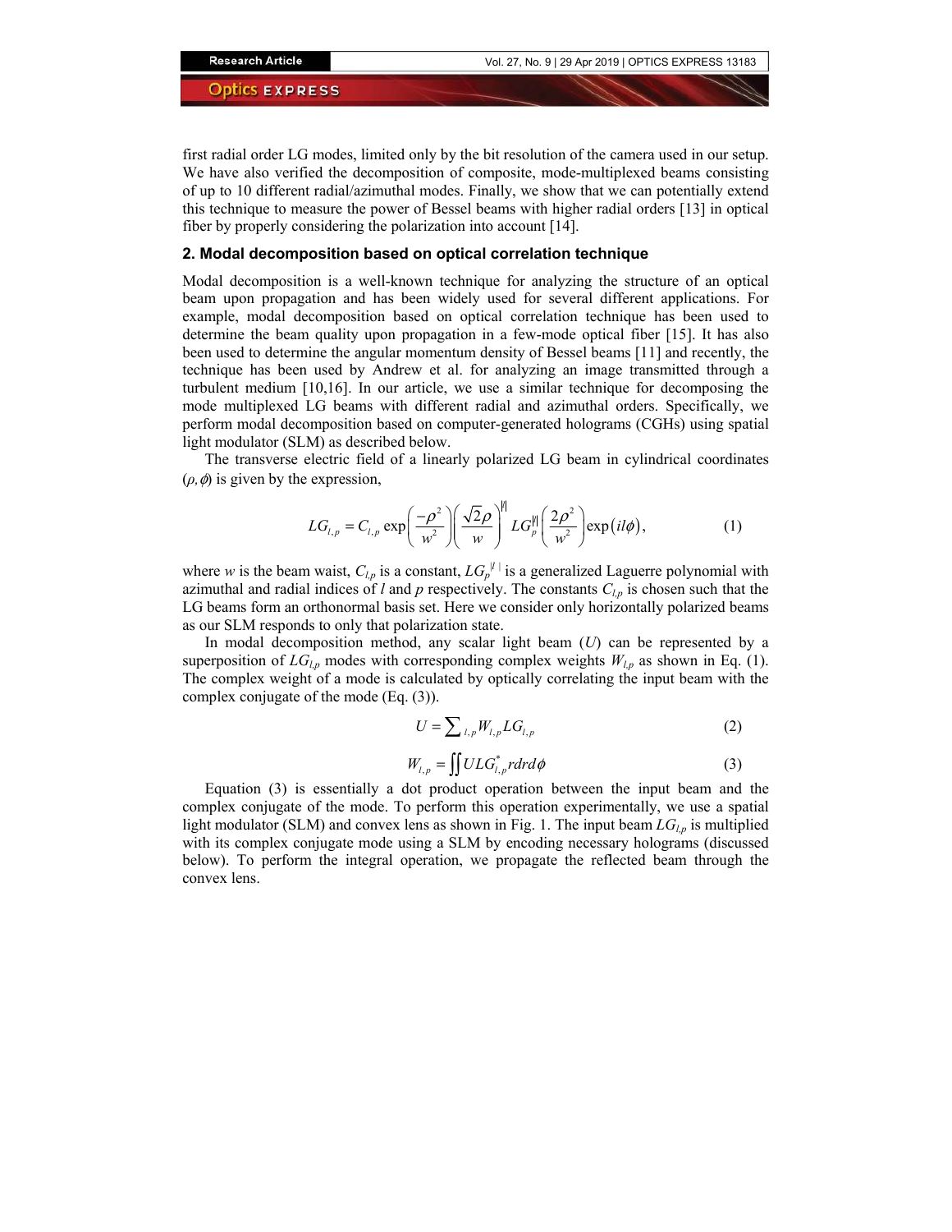first radial order LG modes, limited only by the bit resolution of the camera used in our setup. We have also verified the decomposition of composite, mode-multiplexed beams consisting of up to 10 different radial/azimuthal modes. Finally, we show that we can potentially extend this technique to measure the power of Bessel beams with higher radial orders [13] in optical fiber by properly considering the polarization into account [14].

## 2. Modal decomposition based on optical correlation technique

Modal decomposition is a well-known technique for analyzing the structure of an optical beam upon propagation and has been widely used for several different applications. For example, modal decomposition based on optical correlation technique has been used to determine the beam quality upon propagation in a few-mode optical fiber [15]. It has also been used to determine the angular momentum density of Bessel beams [11] and recently, the technique has been used by Andrew et al. for analyzing an image transmitted through a turbulent medium [10,16]. In our article, we use a similar technique for decomposing the mode multiplexed LG beams with different radial and azimuthal orders. Specifically, we perform modal decomposition based on computer-generated holograms (CGHs) using spatial light modulator (SLM) as described below.

The transverse electric field of a linearly polarized LG beam in cylindrical coordinates $(\rho, \phi)$ is given by the expression,

$$LG_{l,p} = C_{l,p} \exp\left(\frac{-\rho^2}{w^2}\right)\left(\frac{\sqrt{2}\rho}{w}\right)^{|l|} LG_p^{|l|}\left(\frac{2\rho^2}{w^2}\right)\exp(il\phi), \tag{1}$$

where $w$ is the beam waist, $C_{l,p}$ is a constant, $LG_p^{|l|}$ is a generalized Laguerre polynomial with azimuthal and radial indices of $l$ and $p$ respectively. The constants $C_{l,p}$ is chosen such that the LG beams form an orthonormal basis set. Here we consider only horizontally polarized beams as our SLM responds to only that polarization state.

In modal decomposition method, any scalar light beam ($U$) can be represented by a superposition of $LG_{l,p}$ modes with corresponding complex weights $W_{l,p}$ as shown in Eq. (1). The complex weight of a mode is calculated by optically correlating the input beam with the complex conjugate of the mode (Eq. (3)).

$$U = \sum\nolimits_{l,p} W_{l,p} LG_{l,p} \tag{2}$$

$$W_{l,p} = \iint U LG_{l,p}^{*} r dr d\phi \tag{3}$$

Equation (3) is essentially a dot product operation between the input beam and the complex conjugate of the mode. To perform this operation experimentally, we use a spatial light modulator (SLM) and convex lens as shown in Fig. 1. The input beam $LG_{l,p}$ is multiplied with its complex conjugate mode using a SLM by encoding necessary holograms (discussed below). To perform the integral operation, we propagate the reflected beam through the convex lens.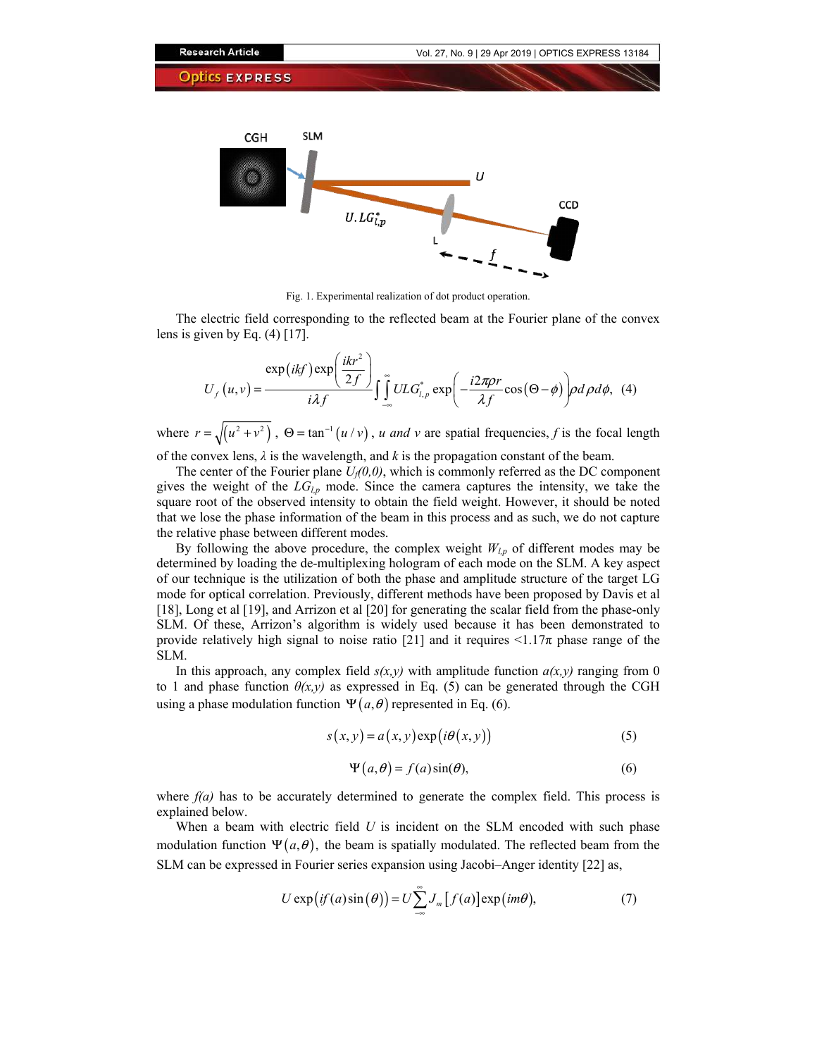Fig. 1. Experimental realization of dot product operation.

The electric field corresponding to the reflected beam at the Fourier plane of the convex lens is given by Eq. (4) [17].

$$U_f(u,v) = \frac{\exp(ikf)\exp\left(\frac{ikr^2}{2f}\right)}{i\lambda f}\int\int_{-\infty}^{\infty} ULG_{l,p}^{*}\exp\left(-\frac{i2\pi\rho r}{\lambda f}\cos(\Theta-\phi)\right)\rho d\rho d\phi, \quad (4)$$

where $r = \sqrt{(u^2+v^2)}$, $\Theta = \tan^{-1}(u/v)$, $u$ and $v$ are spatial frequencies, $f$ is the focal length of the convex lens, $\lambda$ is the wavelength, and $k$ is the propagation constant of the beam.

The center of the Fourier plane $U_f(0,0)$, which is commonly referred as the DC component gives the weight of the $LG_{l,p}$ mode. Since the camera captures the intensity, we take the square root of the observed intensity to obtain the field weight. However, it should be noted that we lose the phase information of the beam in this process and as such, we do not capture the relative phase between different modes.

By following the above procedure, the complex weight $W_{l,p}$ of different modes may be determined by loading the de-multiplexing hologram of each mode on the SLM. A key aspect of our technique is the utilization of both the phase and amplitude structure of the target LG mode for optical correlation. Previously, different methods have been proposed by Davis et al [18], Long et al [19], and Arrizon et al [20] for generating the scalar field from the phase-only SLM. Of these, Arrizon's algorithm is widely used because it has been demonstrated to provide relatively high signal to noise ratio [21] and it requires <1.17π phase range of the SLM.

In this approach, any complex field $s(x,y)$ with amplitude function $a(x,y)$ ranging from 0 to 1 and phase function $\theta(x,y)$ as expressed in Eq. (5) can be generated through the CGH using a phase modulation function $\Psi(a,\theta)$ represented in Eq. (6).

$$s(x,y) = a(x,y)\exp(i\theta(x,y)) \quad (5)$$

$$\Psi(a,\theta) = f(a)\sin(\theta), \quad (6)$$

where $f(a)$ has to be accurately determined to generate the complex field. This process is explained below.

When a beam with electric field $U$ is incident on the SLM encoded with such phase modulation function $\Psi(a,\theta)$, the beam is spatially modulated. The reflected beam from the SLM can be expressed in Fourier series expansion using Jacobi–Anger identity [22] as,

$$U\exp(if(a)\sin(\theta)) = U\sum_{-\infty}^{\infty} J_m[f(a)]\exp(im\theta), \quad (7)$$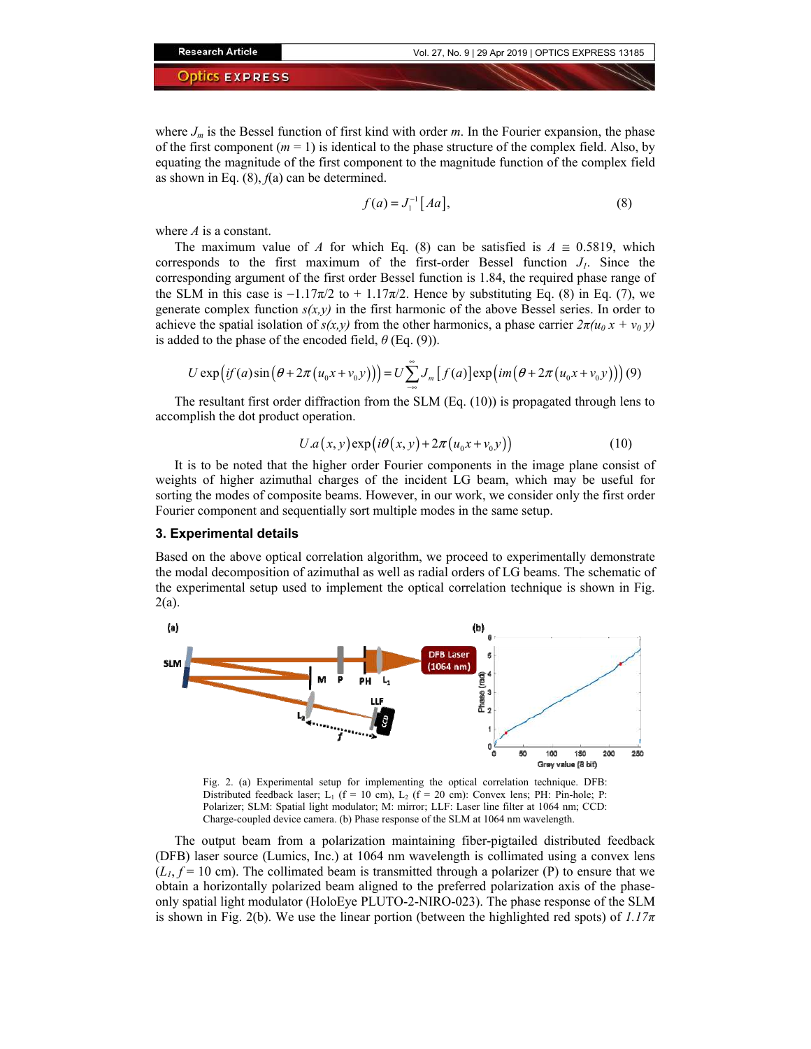where $J_m$ is the Bessel function of first kind with order $m$. In the Fourier expansion, the phase of the first component ($m = 1$) is identical to the phase structure of the complex field. Also, by equating the magnitude of the first component to the magnitude function of the complex field as shown in Eq. (8), $f(a)$ can be determined.

$$f(a) = J_1^{-1}[Aa], \tag{8}$$

where $A$ is a constant.

The maximum value of $A$ for which Eq. (8) can be satisfied is $A \cong 0.5819$, which corresponds to the first maximum of the first-order Bessel function $J_1$. Since the corresponding argument of the first order Bessel function is 1.84, the required phase range of the SLM in this case is $-1.17\pi/2$ to $+1.17\pi/2$. Hence by substituting Eq. (8) in Eq. (7), we generate complex function $s(x,y)$ in the first harmonic of the above Bessel series. In order to achieve the spatial isolation of $s(x,y)$ from the other harmonics, a phase carrier $2\pi(u_0 x + v_0 y)$ is added to the phase of the encoded field, $\theta$ (Eq. (9)).

$$U \exp\left(if(a)\sin\left(\theta + 2\pi\left(u_0 x + v_0 y\right)\right)\right) = U\sum_{-\infty}^{\infty} J_m\left[f(a)\right]\exp\left(im\left(\theta + 2\pi\left(u_0 x + v_0 y\right)\right)\right) \tag{9}$$

The resultant first order diffraction from the SLM (Eq. (10)) is propagated through lens to accomplish the dot product operation.

$$U.a(x,y)\exp\left(i\theta(x,y) + 2\pi\left(u_0 x + v_0 y\right)\right) \tag{10}$$

It is to be noted that the higher order Fourier components in the image plane consist of weights of higher azimuthal charges of the incident LG beam, which may be useful for sorting the modes of composite beams. However, in our work, we consider only the first order Fourier component and sequentially sort multiple modes in the same setup.

## 3. Experimental details

Based on the above optical correlation algorithm, we proceed to experimentally demonstrate the modal decomposition of azimuthal as well as radial orders of LG beams. The schematic of the experimental setup used to implement the optical correlation technique is shown in Fig. 2(a).

Fig. 2. (a) Experimental setup for implementing the optical correlation technique. DFB: Distributed feedback laser; $L_1$ (f = 10 cm), $L_2$ (f = 20 cm): Convex lens; PH: Pin-hole; P: Polarizer; SLM: Spatial light modulator; M: mirror; LLF: Laser line filter at 1064 nm; CCD: Charge-coupled device camera. (b) Phase response of the SLM at 1064 nm wavelength.

The output beam from a polarization maintaining fiber-pigtailed distributed feedback (DFB) laser source (Lumics, Inc.) at 1064 nm wavelength is collimated using a convex lens ($L_1$, $f = 10$ cm). The collimated beam is transmitted through a polarizer (P) to ensure that we obtain a horizontally polarized beam aligned to the preferred polarization axis of the phase-only spatial light modulator (HoloEye PLUTO-2-NIRO-023). The phase response of the SLM is shown in Fig. 2(b). We use the linear portion (between the highlighted red spots) of $1.17\pi$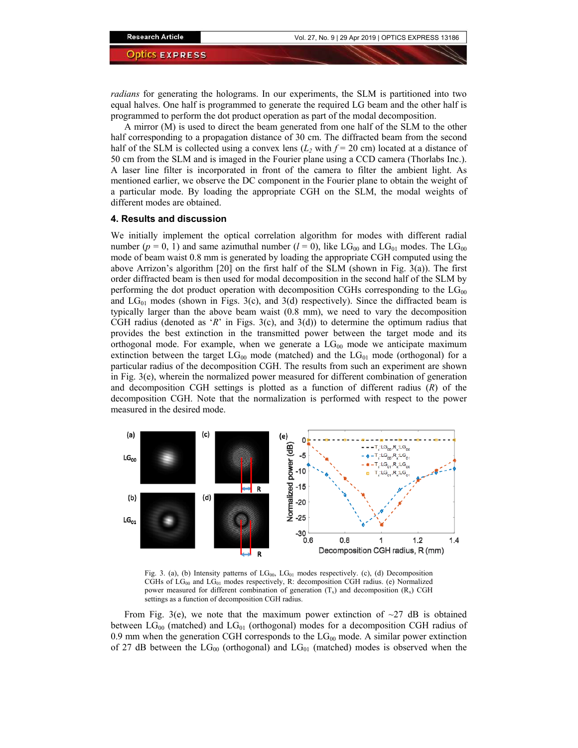*radians* for generating the holograms. In our experiments, the SLM is partitioned into two equal halves. One half is programmed to generate the required LG beam and the other half is programmed to perform the dot product operation as part of the modal decomposition.

A mirror (M) is used to direct the beam generated from one half of the SLM to the other half corresponding to a propagation distance of 30 cm. The diffracted beam from the second half of the SLM is collected using a convex lens ($L_2$ with $f$ = 20 cm) located at a distance of 50 cm from the SLM and is imaged in the Fourier plane using a CCD camera (Thorlabs Inc.). A laser line filter is incorporated in front of the camera to filter the ambient light. As mentioned earlier, we observe the DC component in the Fourier plane to obtain the weight of a particular mode. By loading the appropriate CGH on the SLM, the modal weights of different modes are obtained.

## 4. Results and discussion

We initially implement the optical correlation algorithm for modes with different radial number ($p$ = 0, 1) and same azimuthal number ($l$ = 0), like $LG_{00}$ and $LG_{01}$ modes. The $LG_{00}$ mode of beam waist 0.8 mm is generated by loading the appropriate CGH computed using the above Arrizon's algorithm [20] on the first half of the SLM (shown in Fig. 3(a)). The first order diffracted beam is then used for modal decomposition in the second half of the SLM by performing the dot product operation with decomposition CGHs corresponding to the $LG_{00}$ and $LG_{01}$ modes (shown in Figs. 3(c), and 3(d) respectively). Since the diffracted beam is typically larger than the above beam waist (0.8 mm), we need to vary the decomposition CGH radius (denoted as '$R$' in Figs. 3(c), and 3(d)) to determine the optimum radius that provides the best extinction in the transmitted power between the target mode and its orthogonal mode. For example, when we generate a $LG_{00}$ mode we anticipate maximum extinction between the target $LG_{00}$ mode (matched) and the $LG_{01}$ mode (orthogonal) for a particular radius of the decomposition CGH. The results from such an experiment are shown in Fig. 3(e), wherein the normalized power measured for different combination of generation and decomposition CGH settings is plotted as a function of different radius ($R$) of the decomposition CGH. Note that the normalization is performed with respect to the power measured in the desired mode.

Fig. 3. (a), (b) Intensity patterns of $LG_{00}$, $LG_{01}$ modes respectively. (c), (d) Decomposition CGHs of $LG_{00}$ and $LG_{01}$ modes respectively, R: decomposition CGH radius. (e) Normalized power measured for different combination of generation ($T_x$) and decomposition ($R_x$) CGH settings as a function of decomposition CGH radius.

From Fig. 3(e), we note that the maximum power extinction of ~27 dB is obtained between $LG_{00}$ (matched) and $LG_{01}$ (orthogonal) modes for a decomposition CGH radius of 0.9 mm when the generation CGH corresponds to the $LG_{00}$ mode. A similar power extinction of 27 dB between the $LG_{00}$ (orthogonal) and $LG_{01}$ (matched) modes is observed when the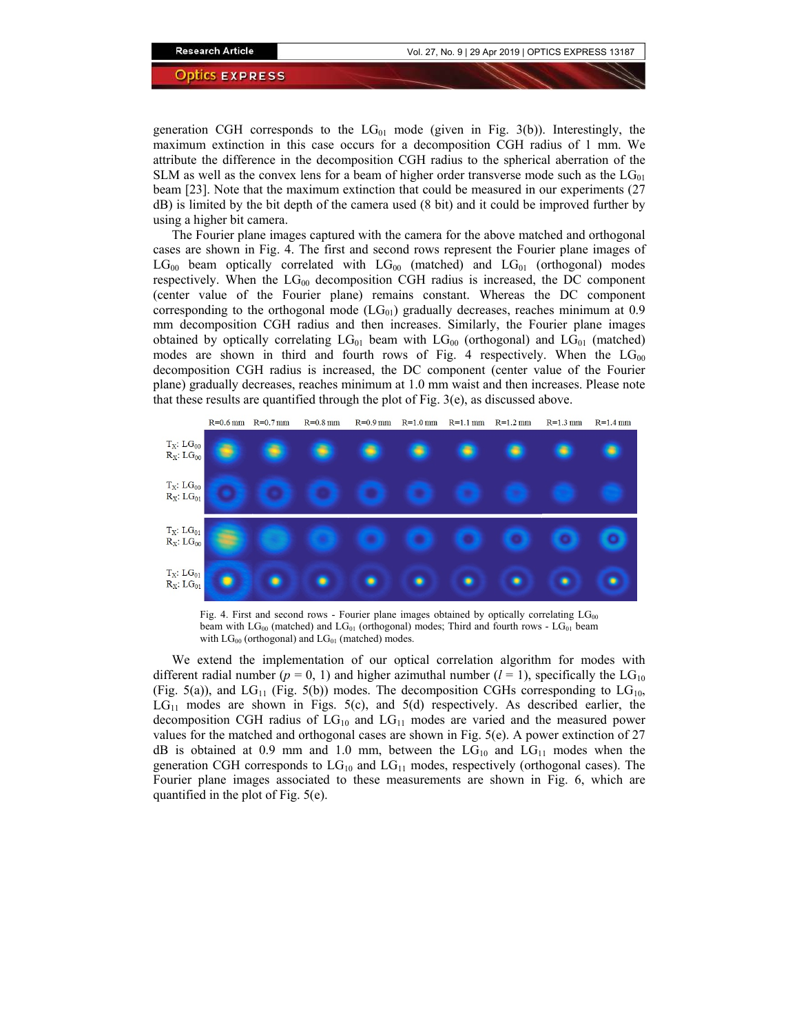generation CGH corresponds to the $LG_{01}$ mode (given in Fig. 3(b)). Interestingly, the maximum extinction in this case occurs for a decomposition CGH radius of 1 mm. We attribute the difference in the decomposition CGH radius to the spherical aberration of the SLM as well as the convex lens for a beam of higher order transverse mode such as the $LG_{01}$ beam [23]. Note that the maximum extinction that could be measured in our experiments (27 dB) is limited by the bit depth of the camera used (8 bit) and it could be improved further by using a higher bit camera.

The Fourier plane images captured with the camera for the above matched and orthogonal cases are shown in Fig. 4. The first and second rows represent the Fourier plane images of $LG_{00}$ beam optically correlated with $LG_{00}$ (matched) and $LG_{01}$ (orthogonal) modes respectively. When the $LG_{00}$ decomposition CGH radius is increased, the DC component (center value of the Fourier plane) remains constant. Whereas the DC component corresponding to the orthogonal mode ($LG_{01}$) gradually decreases, reaches minimum at 0.9 mm decomposition CGH radius and then increases. Similarly, the Fourier plane images obtained by optically correlating $LG_{01}$ beam with $LG_{00}$ (orthogonal) and $LG_{01}$ (matched) modes are shown in third and fourth rows of Fig. 4 respectively. When the $LG_{00}$ decomposition CGH radius is increased, the DC component (center value of the Fourier plane) gradually decreases, reaches minimum at 1.0 mm waist and then increases. Please note that these results are quantified through the plot of Fig. 3(e), as discussed above.

Fig. 4. First and second rows - Fourier plane images obtained by optically correlating $LG_{00}$ beam with $LG_{00}$ (matched) and $LG_{01}$ (orthogonal) modes; Third and fourth rows - $LG_{01}$ beam with $LG_{00}$ (orthogonal) and $LG_{01}$ (matched) modes.

We extend the implementation of our optical correlation algorithm for modes with different radial number ($p = 0, 1$) and higher azimuthal number ($l = 1$), specifically the $LG_{10}$ (Fig. 5(a)), and $LG_{11}$ (Fig. 5(b)) modes. The decomposition CGHs corresponding to $LG_{10}$, $LG_{11}$ modes are shown in Figs. 5(c), and 5(d) respectively. As described earlier, the decomposition CGH radius of $LG_{10}$ and $LG_{11}$ modes are varied and the measured power values for the matched and orthogonal cases are shown in Fig. 5(e). A power extinction of 27 dB is obtained at 0.9 mm and 1.0 mm, between the $LG_{10}$ and $LG_{11}$ modes when the generation CGH corresponds to $LG_{10}$ and $LG_{11}$ modes, respectively (orthogonal cases). The Fourier plane images associated to these measurements are shown in Fig. 6, which are quantified in the plot of Fig. 5(e).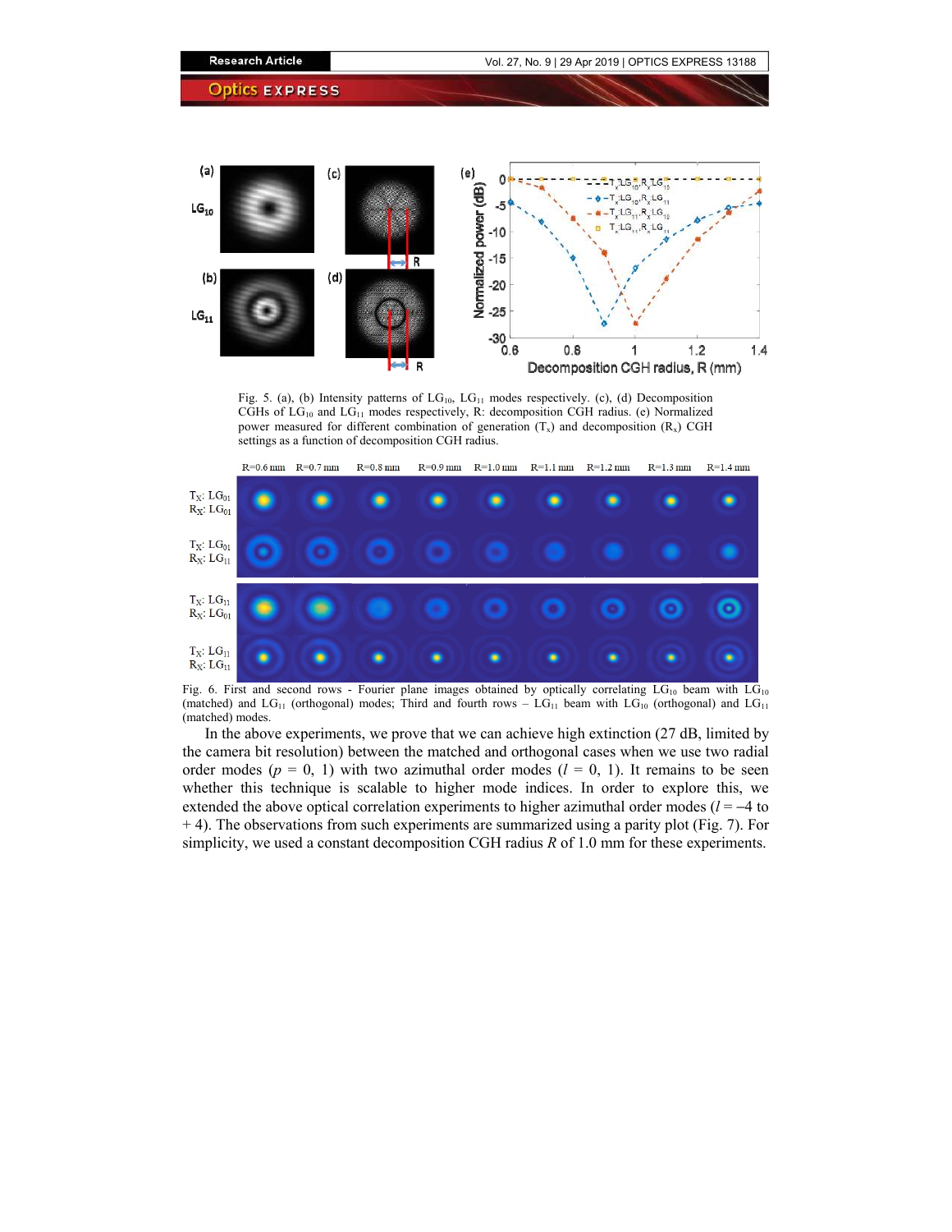Fig. 5. (a), (b) Intensity patterns of $LG_{10}$, $LG_{11}$ modes respectively. (c), (d) Decomposition CGHs of $LG_{10}$ and $LG_{11}$ modes respectively, R: decomposition CGH radius. (e) Normalized power measured for different combination of generation ($T_x$) and decomposition ($R_x$) CGH settings as a function of decomposition CGH radius.

Fig. 6. First and second rows - Fourier plane images obtained by optically correlating $LG_{10}$ beam with $LG_{10}$ (matched) and $LG_{11}$ (orthogonal) modes; Third and fourth rows – $LG_{11}$ beam with $LG_{10}$ (orthogonal) and $LG_{11}$ (matched) modes.

In the above experiments, we prove that we can achieve high extinction (27 dB, limited by the camera bit resolution) between the matched and orthogonal cases when we use two radial order modes ($p$ = 0, 1) with two azimuthal order modes ($l$ = 0, 1). It remains to be seen whether this technique is scalable to higher mode indices. In order to explore this, we extended the above optical correlation experiments to higher azimuthal order modes ($l = -4$ to $+4$). The observations from such experiments are summarized using a parity plot (Fig. 7). For simplicity, we used a constant decomposition CGH radius $R$ of 1.0 mm for these experiments.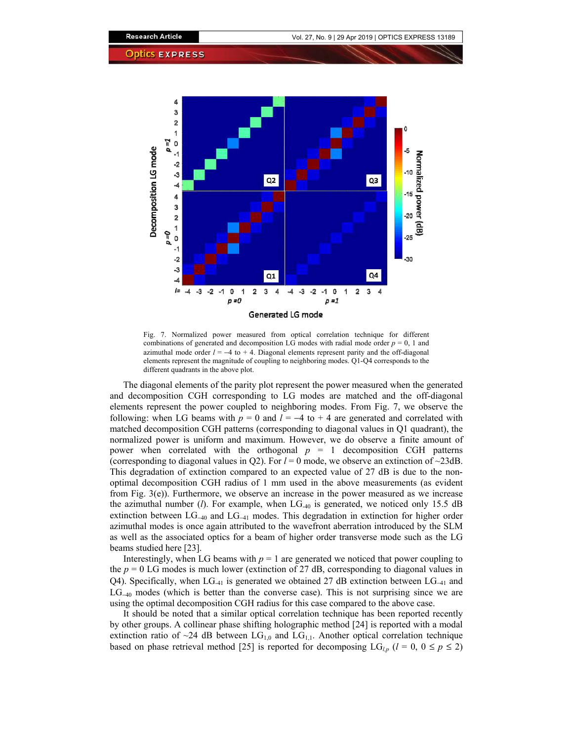Fig. 7. Normalized power measured from optical correlation technique for different combinations of generated and decomposition LG modes with radial mode order $p$ = 0, 1 and azimuthal mode order $l$ = –4 to + 4. Diagonal elements represent parity and the off-diagonal elements represent the magnitude of coupling to neighboring modes. Q1-Q4 corresponds to the different quadrants in the above plot.

The diagonal elements of the parity plot represent the power measured when the generated and decomposition CGH corresponding to LG modes are matched and the off-diagonal elements represent the power coupled to neighboring modes. From Fig. 7, we observe the following: when LG beams with $p$ = 0 and $l$ = –4 to + 4 are generated and correlated with matched decomposition CGH patterns (corresponding to diagonal values in Q1 quadrant), the normalized power is uniform and maximum. However, we do observe a finite amount of power when correlated with the orthogonal $p$ = 1 decomposition CGH patterns (corresponding to diagonal values in Q2). For $l$ = 0 mode, we observe an extinction of ~23dB. This degradation of extinction compared to an expected value of 27 dB is due to the non-optimal decomposition CGH radius of 1 mm used in the above measurements (as evident from Fig. 3(e)). Furthermore, we observe an increase in the power measured as we increase the azimuthal number ($l$). For example, when $LG_{-40}$ is generated, we noticed only 15.5 dB extinction between $LG_{-40}$ and $LG_{-41}$ modes. This degradation in extinction for higher order azimuthal modes is once again attributed to the wavefront aberration introduced by the SLM as well as the associated optics for a beam of higher order transverse mode such as the LG beams studied here [23].

Interestingly, when LG beams with $p$ = 1 are generated we noticed that power coupling to the $p$ = 0 LG modes is much lower (extinction of 27 dB, corresponding to diagonal values in Q4). Specifically, when $LG_{-41}$ is generated we obtained 27 dB extinction between $LG_{-41}$ and $LG_{-40}$ modes (which is better than the converse case). This is not surprising since we are using the optimal decomposition CGH radius for this case compared to the above case.

It should be noted that a similar optical correlation technique has been reported recently by other groups. A collinear phase shifting holographic method [24] is reported with a modal extinction ratio of ~24 dB between $LG_{1,0}$ and $LG_{1,1}$. Another optical correlation technique based on phase retrieval method [25] is reported for decomposing $LG_{l,p}$ ($l$ = 0, $0 \leq p \leq 2$)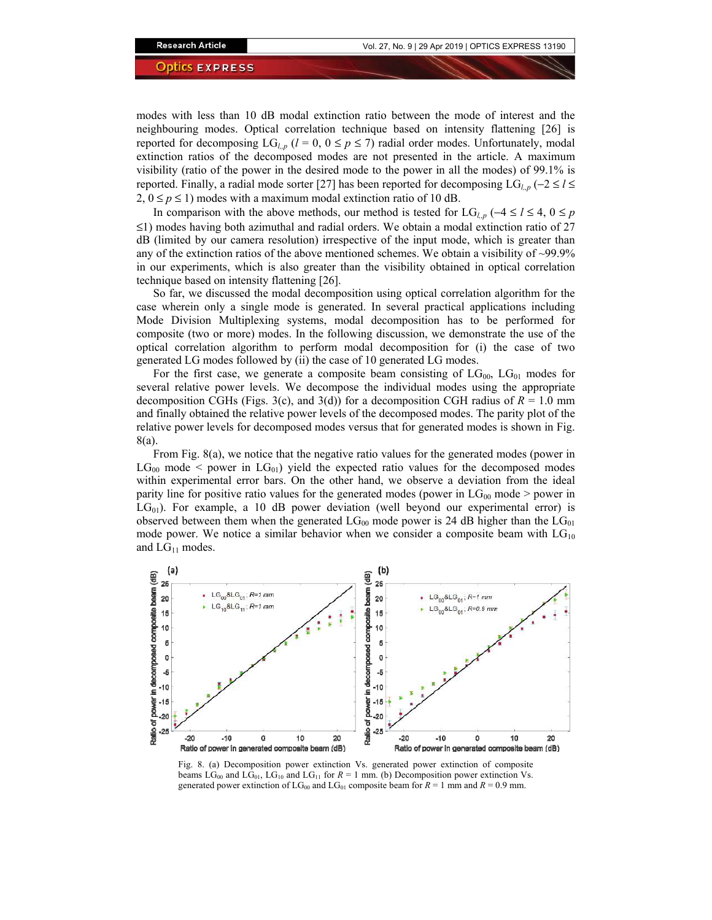modes with less than 10 dB modal extinction ratio between the mode of interest and the neighbouring modes. Optical correlation technique based on intensity flattening [26] is reported for decomposing $LG_{l,p}$ ($l = 0$, $0 \leq p \leq 7$) radial order modes. Unfortunately, modal extinction ratios of the decomposed modes are not presented in the article. A maximum visibility (ratio of the power in the desired mode to the power in all the modes) of 99.1% is reported. Finally, a radial mode sorter [27] has been reported for decomposing $LG_{l,p}$ ($-2 \leq l \leq 2$, $0 \leq p \leq 1$) modes with a maximum modal extinction ratio of 10 dB.

In comparison with the above methods, our method is tested for $LG_{l,p}$ ($-4 \leq l \leq 4$, $0 \leq p \leq 1$) modes having both azimuthal and radial orders. We obtain a modal extinction ratio of 27 dB (limited by our camera resolution) irrespective of the input mode, which is greater than any of the extinction ratios of the above mentioned schemes. We obtain a visibility of ~99.9% in our experiments, which is also greater than the visibility obtained in optical correlation technique based on intensity flattening [26].

So far, we discussed the modal decomposition using optical correlation algorithm for the case wherein only a single mode is generated. In several practical applications including Mode Division Multiplexing systems, modal decomposition has to be performed for composite (two or more) modes. In the following discussion, we demonstrate the use of the optical correlation algorithm to perform modal decomposition for (i) the case of two generated LG modes followed by (ii) the case of 10 generated LG modes.

For the first case, we generate a composite beam consisting of $LG_{00}$, $LG_{01}$ modes for several relative power levels. We decompose the individual modes using the appropriate decomposition CGHs (Figs. 3(c), and 3(d)) for a decomposition CGH radius of $R = 1.0$ mm and finally obtained the relative power levels of the decomposed modes. The parity plot of the relative power levels for decomposed modes versus that for generated modes is shown in Fig. 8(a).

From Fig. 8(a), we notice that the negative ratio values for the generated modes (power in $LG_{00}$ mode < power in $LG_{01}$) yield the expected ratio values for the decomposed modes within experimental error bars. On the other hand, we observe a deviation from the ideal parity line for positive ratio values for the generated modes (power in $LG_{00}$ mode > power in $LG_{01}$). For example, a 10 dB power deviation (well beyond our experimental error) is observed between them when the generated $LG_{00}$ mode power is 24 dB higher than the $LG_{01}$ mode power. We notice a similar behavior when we consider a composite beam with $LG_{10}$ and $LG_{11}$ modes.

Fig. 8. (a) Decomposition power extinction Vs. generated power extinction of composite beams $LG_{00}$ and $LG_{01}$, $LG_{10}$ and $LG_{11}$ for $R = 1$ mm. (b) Decomposition power extinction Vs. generated power extinction of $LG_{00}$ and $LG_{01}$ composite beam for $R = 1$ mm and $R = 0.9$ mm.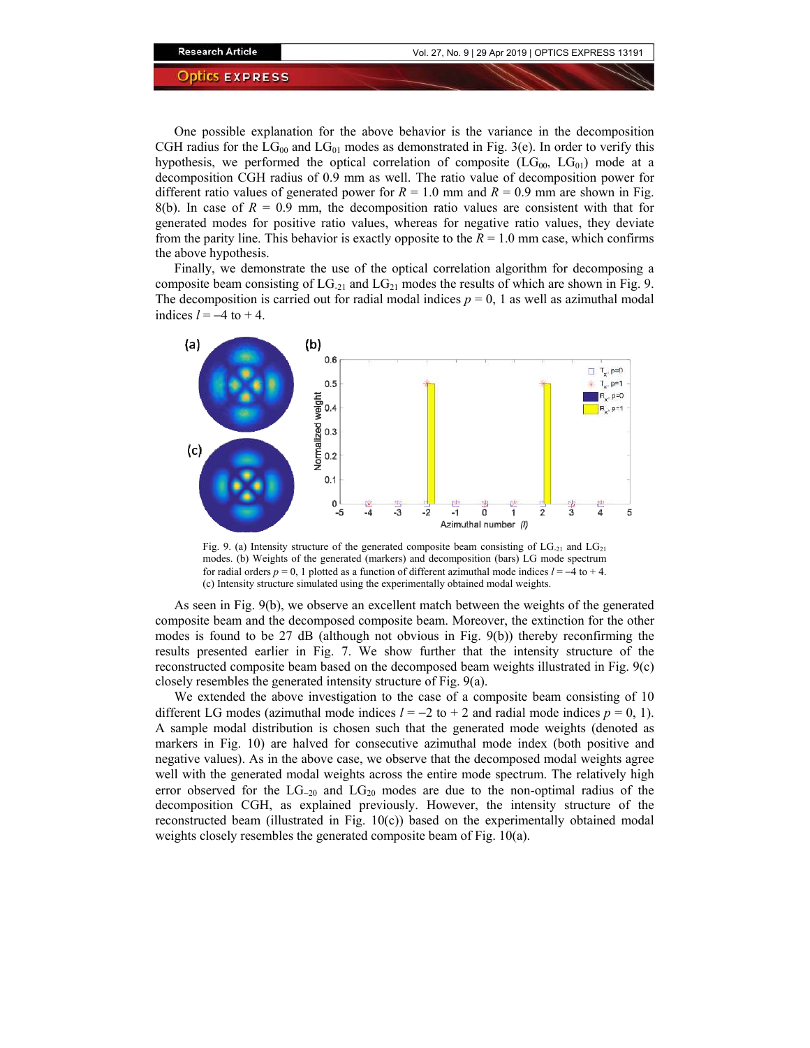One possible explanation for the above behavior is the variance in the decomposition CGH radius for the $LG_{00}$ and $LG_{01}$ modes as demonstrated in Fig. 3(e). In order to verify this hypothesis, we performed the optical correlation of composite ($LG_{00}$, $LG_{01}$) mode at a decomposition CGH radius of 0.9 mm as well. The ratio value of decomposition power for different ratio values of generated power for $R$ = 1.0 mm and $R$ = 0.9 mm are shown in Fig. 8(b). In case of $R$ = 0.9 mm, the decomposition ratio values are consistent with that for generated modes for positive ratio values, whereas for negative ratio values, they deviate from the parity line. This behavior is exactly opposite to the $R$ = 1.0 mm case, which confirms the above hypothesis.

Finally, we demonstrate the use of the optical correlation algorithm for decomposing a composite beam consisting of $LG_{-21}$ and $LG_{21}$ modes the results of which are shown in Fig. 9. The decomposition is carried out for radial modal indices $p$ = 0, 1 as well as azimuthal modal indices $l$ = –4 to + 4.

Fig. 9. (a) Intensity structure of the generated composite beam consisting of $LG_{-21}$ and $LG_{21}$ modes. (b) Weights of the generated (markers) and decomposition (bars) LG mode spectrum for radial orders $p$ = 0, 1 plotted as a function of different azimuthal mode indices $l$ = –4 to + 4. (c) Intensity structure simulated using the experimentally obtained modal weights.

As seen in Fig. 9(b), we observe an excellent match between the weights of the generated composite beam and the decomposed composite beam. Moreover, the extinction for the other modes is found to be 27 dB (although not obvious in Fig. 9(b)) thereby reconfirming the results presented earlier in Fig. 7. We show further that the intensity structure of the reconstructed composite beam based on the decomposed beam weights illustrated in Fig. 9(c) closely resembles the generated intensity structure of Fig. 9(a).

We extended the above investigation to the case of a composite beam consisting of 10 different LG modes (azimuthal mode indices $l$ = –2 to + 2 and radial mode indices $p$ = 0, 1). A sample modal distribution is chosen such that the generated mode weights (denoted as markers in Fig. 10) are halved for consecutive azimuthal mode index (both positive and negative values). As in the above case, we observe that the decomposed modal weights agree well with the generated modal weights across the entire mode spectrum. The relatively high error observed for the $LG_{-20}$ and $LG_{20}$ modes are due to the non-optimal radius of the decomposition CGH, as explained previously. However, the intensity structure of the reconstructed beam (illustrated in Fig. 10(c)) based on the experimentally obtained modal weights closely resembles the generated composite beam of Fig. 10(a).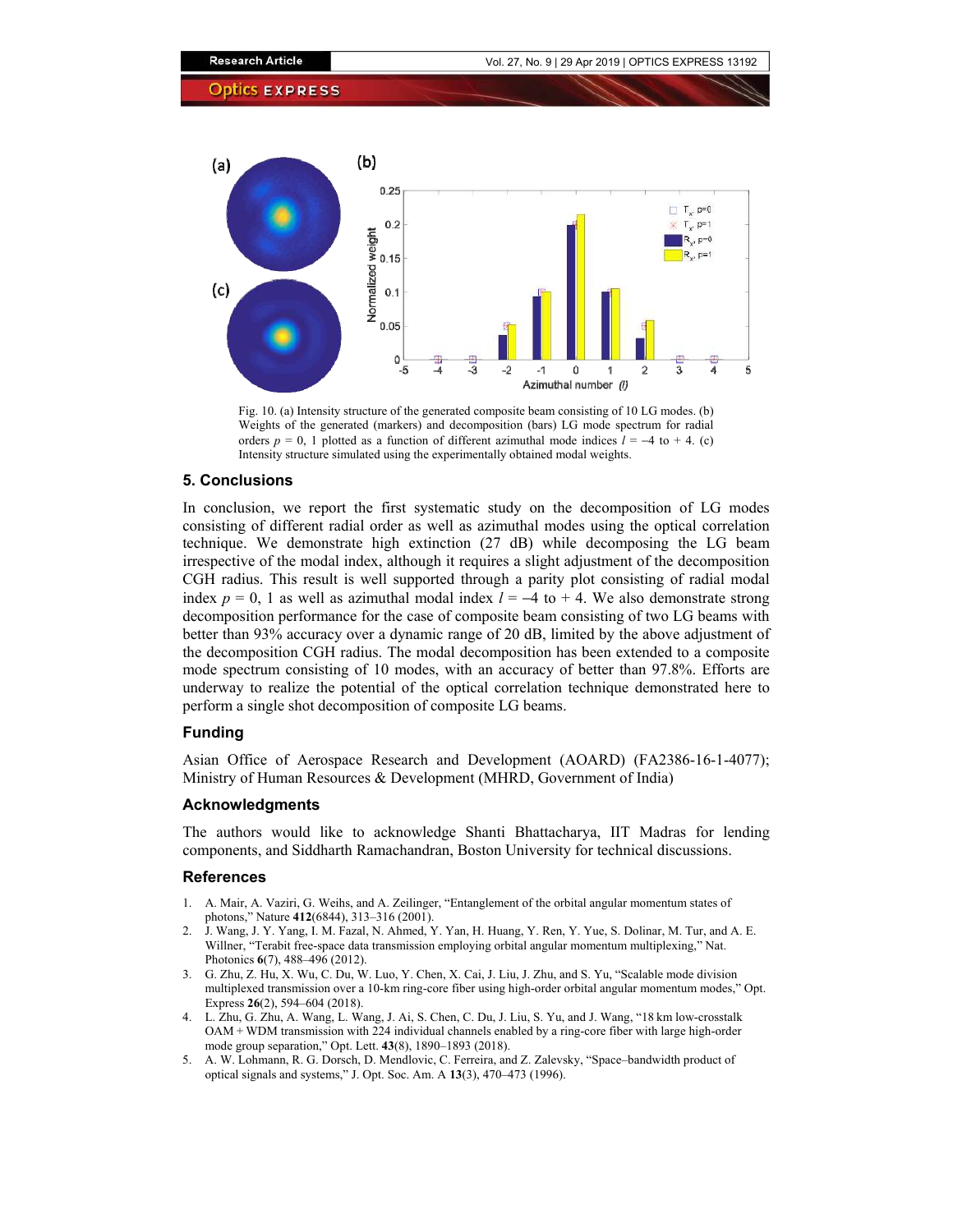Fig. 10. (a) Intensity structure of the generated composite beam consisting of 10 LG modes. (b) Weights of the generated (markers) and decomposition (bars) LG mode spectrum for radial orders $p = 0$, 1 plotted as a function of different azimuthal mode indices $l = -4$ to $+ 4$. (c) Intensity structure simulated using the experimentally obtained modal weights.

## 5. Conclusions

In conclusion, we report the first systematic study on the decomposition of LG modes consisting of different radial order as well as azimuthal modes using the optical correlation technique. We demonstrate high extinction (27 dB) while decomposing the LG beam irrespective of the modal index, although it requires a slight adjustment of the decomposition CGH radius. This result is well supported through a parity plot consisting of radial modal index $p = 0$, 1 as well as azimuthal modal index $l = -4$ to $+ 4$. We also demonstrate strong decomposition performance for the case of composite beam consisting of two LG beams with better than 93% accuracy over a dynamic range of 20 dB, limited by the above adjustment of the decomposition CGH radius. The modal decomposition has been extended to a composite mode spectrum consisting of 10 modes, with an accuracy of better than 97.8%. Efforts are underway to realize the potential of the optical correlation technique demonstrated here to perform a single shot decomposition of composite LG beams.

### Funding

Asian Office of Aerospace Research and Development (AOARD) (FA2386-16-1-4077); Ministry of Human Resources & Development (MHRD, Government of India)

### Acknowledgments

The authors would like to acknowledge Shanti Bhattacharya, IIT Madras for lending components, and Siddharth Ramachandran, Boston University for technical discussions.

### References

1. A. Mair, A. Vaziri, G. Weihs, and A. Zeilinger, "Entanglement of the orbital angular momentum states of photons," Nature **412**(6844), 313–316 (2001).
2. J. Wang, J. Y. Yang, I. M. Fazal, N. Ahmed, Y. Yan, H. Huang, Y. Ren, Y. Yue, S. Dolinar, M. Tur, and A. E. Willner, "Terabit free-space data transmission employing orbital angular momentum multiplexing," Nat. Photonics **6**(7), 488–496 (2012).
3. G. Zhu, Z. Hu, X. Wu, C. Du, W. Luo, Y. Chen, X. Cai, J. Liu, J. Zhu, and S. Yu, "Scalable mode division multiplexed transmission over a 10-km ring-core fiber using high-order orbital angular momentum modes," Opt. Express **26**(2), 594–604 (2018).
4. L. Zhu, G. Zhu, A. Wang, L. Wang, J. Ai, S. Chen, C. Du, J. Liu, S. Yu, and J. Wang, "18 km low-crosstalk OAM + WDM transmission with 224 individual channels enabled by a ring-core fiber with large high-order mode group separation," Opt. Lett. **43**(8), 1890–1893 (2018).
5. A. W. Lohmann, R. G. Dorsch, D. Mendlovic, C. Ferreira, and Z. Zalevsky, "Space–bandwidth product of optical signals and systems," J. Opt. Soc. Am. A **13**(3), 470–473 (1996).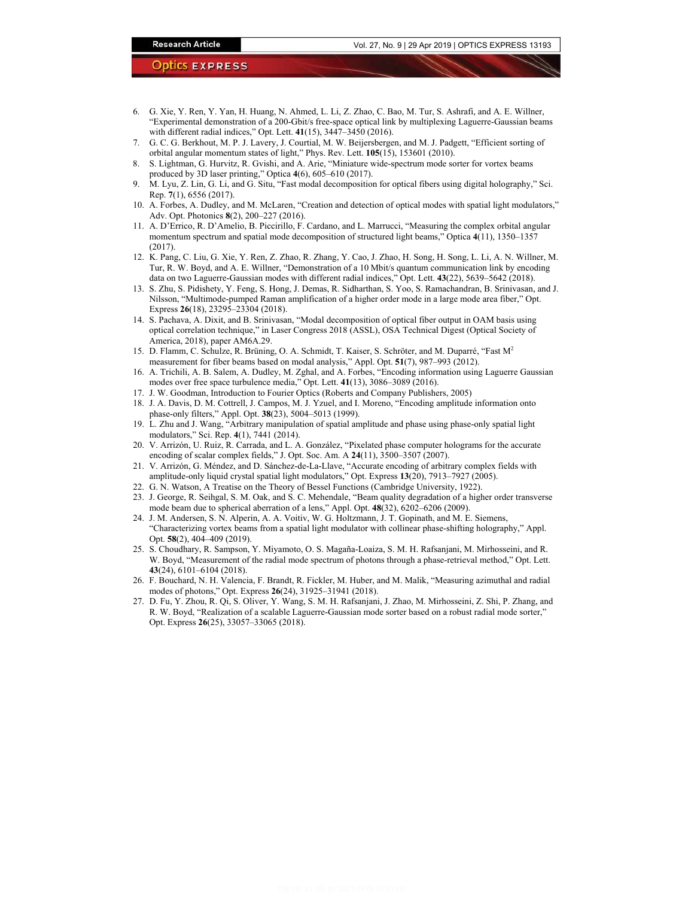6. G. Xie, Y. Ren, Y. Yan, H. Huang, N. Ahmed, L. Li, Z. Zhao, C. Bao, M. Tur, S. Ashrafi, and A. E. Willner, "Experimental demonstration of a 200-Gbit/s free-space optical link by multiplexing Laguerre-Gaussian beams with different radial indices," Opt. Lett. **41**(15), 3447–3450 (2016).
7. G. C. G. Berkhout, M. P. J. Lavery, J. Courtial, M. W. Beijersbergen, and M. J. Padgett, "Efficient sorting of orbital angular momentum states of light," Phys. Rev. Lett. **105**(15), 153601 (2010).
8. S. Lightman, G. Hurvitz, R. Gvishi, and A. Arie, "Miniature wide-spectrum mode sorter for vortex beams produced by 3D laser printing," Optica **4**(6), 605–610 (2017).
9. M. Lyu, Z. Lin, G. Li, and G. Situ, "Fast modal decomposition for optical fibers using digital holography," Sci. Rep. **7**(1), 6556 (2017).
10. A. Forbes, A. Dudley, and M. McLaren, "Creation and detection of optical modes with spatial light modulators," Adv. Opt. Photonics **8**(2), 200–227 (2016).
11. A. D'Errico, R. D'Amelio, B. Piccirillo, F. Cardano, and L. Marrucci, "Measuring the complex orbital angular momentum spectrum and spatial mode decomposition of structured light beams," Optica **4**(11), 1350–1357 (2017).
12. K. Pang, C. Liu, G. Xie, Y. Ren, Z. Zhao, R. Zhang, Y. Cao, J. Zhao, H. Song, H. Song, L. Li, A. N. Willner, M. Tur, R. W. Boyd, and A. E. Willner, "Demonstration of a 10 Mbit/s quantum communication link by encoding data on two Laguerre-Gaussian modes with different radial indices," Opt. Lett. **43**(22), 5639–5642 (2018).
13. S. Zhu, S. Pidishety, Y. Feng, S. Hong, J. Demas, R. Sidharthan, S. Yoo, S. Ramachandran, B. Srinivasan, and J. Nilsson, "Multimode-pumped Raman amplification of a higher order mode in a large mode area fiber," Opt. Express **26**(18), 23295–23304 (2018).
14. S. Pachava, A. Dixit, and B. Srinivasan, "Modal decomposition of optical fiber output in OAM basis using optical correlation technique," in Laser Congress 2018 (ASSL), OSA Technical Digest (Optical Society of America, 2018), paper AM6A.29.
15. D. Flamm, C. Schulze, R. Brüning, O. A. Schmidt, T. Kaiser, S. Schröter, and M. Duparré, "Fast $M^2$ measurement for fiber beams based on modal analysis," Appl. Opt. **51**(7), 987–993 (2012).
16. A. Trichili, A. B. Salem, A. Dudley, M. Zghal, and A. Forbes, "Encoding information using Laguerre Gaussian modes over free space turbulence media," Opt. Lett. **41**(13), 3086–3089 (2016).
17. J. W. Goodman, Introduction to Fourier Optics (Roberts and Company Publishers, 2005)
18. J. A. Davis, D. M. Cottrell, J. Campos, M. J. Yzuel, and I. Moreno, "Encoding amplitude information onto phase-only filters," Appl. Opt. **38**(23), 5004–5013 (1999).
19. L. Zhu and J. Wang, "Arbitrary manipulation of spatial amplitude and phase using phase-only spatial light modulators," Sci. Rep. **4**(1), 7441 (2014).
20. V. Arrizón, U. Ruiz, R. Carrada, and L. A. González, "Pixelated phase computer holograms for the accurate encoding of scalar complex fields," J. Opt. Soc. Am. A **24**(11), 3500–3507 (2007).
21. V. Arrizón, G. Méndez, and D. Sánchez-de-La-Llave, "Accurate encoding of arbitrary complex fields with amplitude-only liquid crystal spatial light modulators," Opt. Express **13**(20), 7913–7927 (2005).
22. G. N. Watson, A Treatise on the Theory of Bessel Functions (Cambridge University, 1922).
23. J. George, R. Seihgal, S. M. Oak, and S. C. Mehendale, "Beam quality degradation of a higher order transverse mode beam due to spherical aberration of a lens," Appl. Opt. **48**(32), 6202–6206 (2009).
24. J. M. Andersen, S. N. Alperin, A. A. Voitiv, W. G. Holtzmann, J. T. Gopinath, and M. E. Siemens, "Characterizing vortex beams from a spatial light modulator with collinear phase-shifting holography," Appl. Opt. **58**(2), 404–409 (2019).
25. S. Choudhary, R. Sampson, Y. Miyamoto, O. S. Magaña-Loaiza, S. M. H. Rafsanjani, M. Mirhosseini, and R. W. Boyd, "Measurement of the radial mode spectrum of photons through a phase-retrieval method," Opt. Lett. **43**(24), 6101–6104 (2018).
26. F. Bouchard, N. H. Valencia, F. Brandt, R. Fickler, M. Huber, and M. Malik, "Measuring azimuthal and radial modes of photons," Opt. Express **26**(24), 31925–31941 (2018).
27. D. Fu, Y. Zhou, R. Qi, S. Oliver, Y. Wang, S. M. H. Rafsanjani, J. Zhao, M. Mirhosseini, Z. Shi, P. Zhang, and R. W. Boyd, "Realization of a scalable Laguerre-Gaussian mode sorter based on a robust radial mode sorter," Opt. Express **26**(25), 33057–33065 (2018).